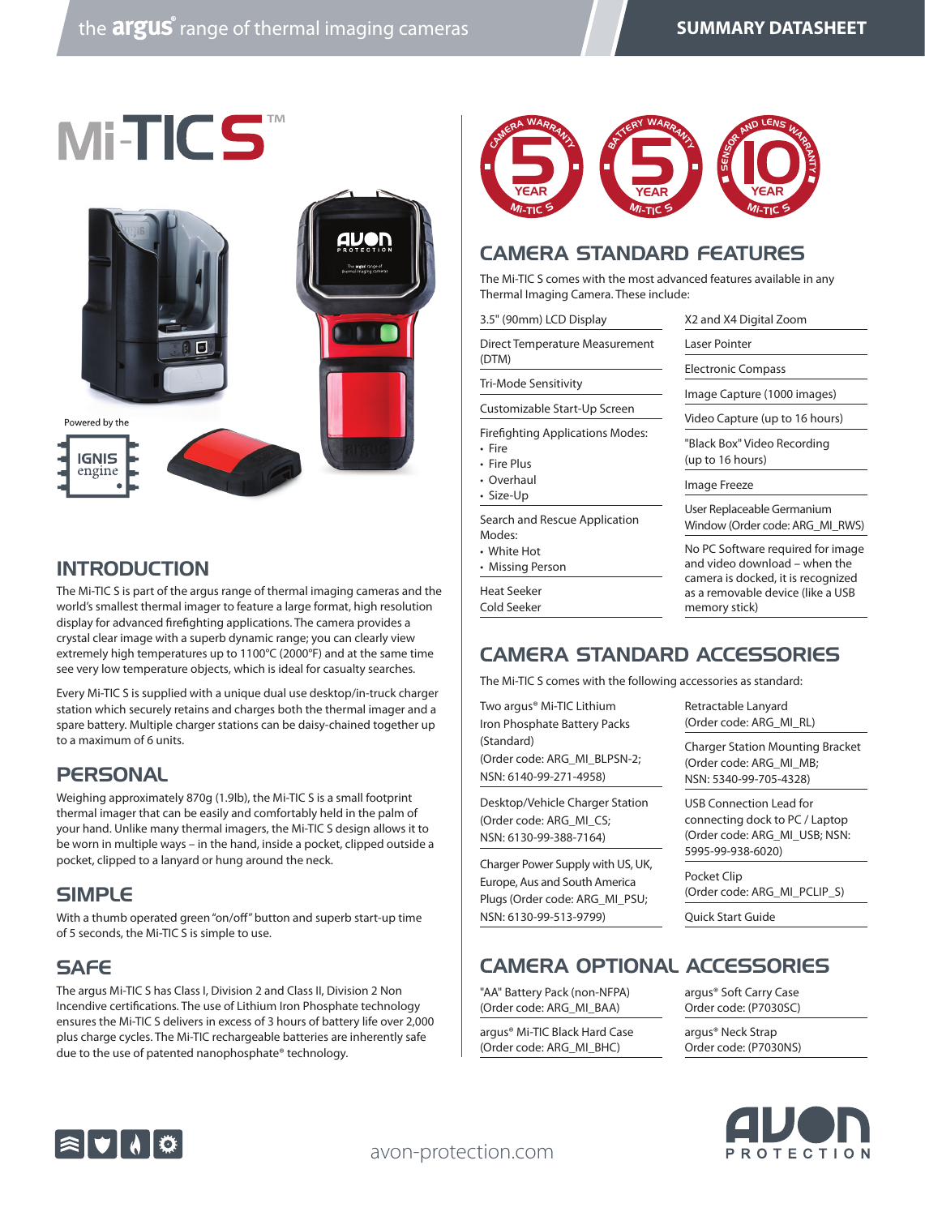# Mi-TIC S™

Powered by the IGNIS engine

## INTRODUCTION

The Mi-TIC S is part of the argus range of thermal imaging cameras and the world's smallest thermal imager to feature a large format, high resolution display for advanced firefighting applications. The camera provides a crystal clear image with a superb dynamic range; you can clearly view extremely high temperatures up to 1100°C (2000°F) and at the same time see very low temperature objects, which is ideal for casualty searches.

Every Mi-TIC S is supplied with a unique dual use desktop/in-truck charger station which securely retains and charges both the thermal imager and a spare battery. Multiple charger stations can be daisy-chained together up to a maximum of 6 units.

## PERSONAL

Weighing approximately 870g (1.9lb), the Mi-TIC S is a small footprint thermal imager that can be easily and comfortably held in the palm of your hand. Unlike many thermal imagers, the Mi-TIC S design allows it to be worn in multiple ways – in the hand, inside a pocket, clipped outside a pocket, clipped to a lanyard or hung around the neck.

## SIMPLE

With a thumb operated green "on/off" button and superb start-up time of 5 seconds, the Mi-TIC S is simple to use.

## SAFE

The argus Mi-TIC S has Class I, Division 2 and Class II, Division 2 Non Incendive certifications. The use of Lithium Iron Phosphate technology ensures the Mi-TIC S delivers in excess of 3 hours of battery life over 2,000 plus charge cycles. The Mi-TIC rechargeable batteries are inherently safe due to the use of patented nanophosphate® technology.

Camera Warranty 5 Year Mi-TIC S | Battery Warranty 5 Year Mi-TIC S | Sensor and Lens Warranty 10 Year Mi-TIC S

## CAMERA STANDARD FEATURES

The Mi-TIC S comes with the most advanced features available in any Thermal Imaging Camera. These include:

- 3.5" (90mm) LCD Display
- Direct Temperature Measurement (DTM)
- Tri-Mode Sensitivity
- Customizable Start-Up Screen
- Firefighting Applications Modes:
  - Fire
  - Fire Plus
  - Overhaul
  - Size-Up
- Search and Rescue Application Modes:
  - White Hot
  - Missing Person
- Heat Seeker
  Cold Seeker
- X2 and X4 Digital Zoom
- Laser Pointer
- Electronic Compass
- Image Capture (1000 images)
- Video Capture (up to 16 hours)
- "Black Box" Video Recording (up to 16 hours)
- Image Freeze
- User Replaceable Germanium Window (Order code: ARG_MI_RWS)
- No PC Software required for image and video download – when the camera is docked, it is recognized as a removable device (like a USB memory stick)

## CAMERA STANDARD ACCESSORIES

The Mi-TIC S comes with the following accessories as standard:

- Two argus® Mi-TIC Lithium Iron Phosphate Battery Packs (Standard) (Order code: ARG_MI_BLPSN-2; NSN: 6140-99-271-4958)
- Desktop/Vehicle Charger Station (Order code: ARG_MI_CS; NSN: 6130-99-388-7164)
- Charger Power Supply with US, UK, Europe, Aus and South America Plugs (Order code: ARG_MI_PSU; NSN: 6130-99-513-9799)
- Retractable Lanyard (Order code: ARG_MI_RL)
- Charger Station Mounting Bracket (Order code: ARG_MI_MB; NSN: 5340-99-705-4328)
- USB Connection Lead for connecting dock to PC / Laptop (Order code: ARG_MI_USB; NSN: 5995-99-938-6020)
- Pocket Clip (Order code: ARG_MI_PCLIP_S)
- Quick Start Guide

## CAMERA OPTIONAL ACCESSORIES

- "AA" Battery Pack (non-NFPA) (Order code: ARG_MI_BAA)
- argus® Mi-TIC Black Hard Case (Order code: ARG_MI_BHC)
- argus® Soft Carry Case Order code: (P7030SC)
- argus® Neck Strap Order code: (P7030NS)

avon-protection.com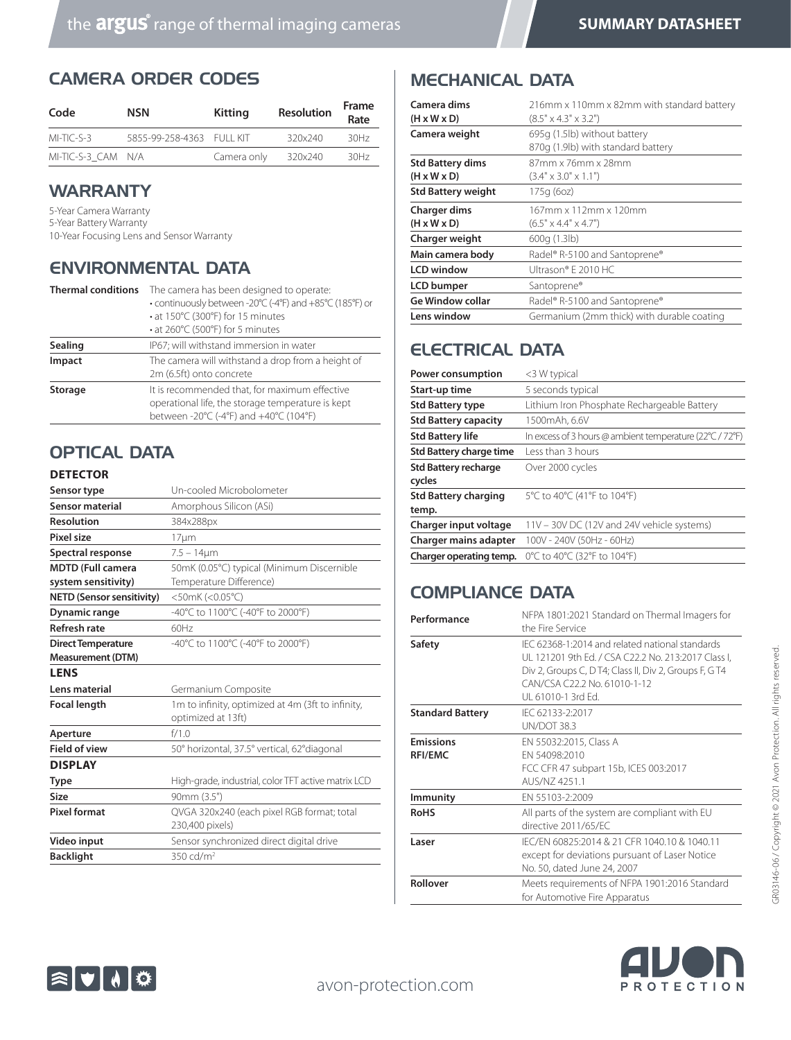# the argus® range of thermal imaging cameras

**SUMMARY DATASHEET**

## CAMERA ORDER CODES

| Code | NSN | Kitting | Resolution | Frame Rate |
| --- | --- | --- | --- | --- |
| MI-TIC-S-3 | 5855-99-258-4363 | FULL KIT | 320x240 | 30Hz |
| MI-TIC-S-3_CAM | N/A | Camera only | 320x240 | 30Hz |

## WARRANTY

5-Year Camera Warranty
5-Year Battery Warranty
10-Year Focusing Lens and Sensor Warranty

## ENVIRONMENTAL DATA

| | |
| --- | --- |
| **Thermal conditions** | The camera has been designed to operate: • continuously between -20°C (-4°F) and +85°C (185°F) or • at 150°C (300°F) for 15 minutes • at 260°C (500°F) for 5 minutes |
| **Sealing** | IP67; will withstand immersion in water |
| **Impact** | The camera will withstand a drop from a height of 2m (6.5ft) onto concrete |
| **Storage** | It is recommended that, for maximum effective operational life, the storage temperature is kept between -20°C (-4°F) and +40°C (104°F) |

## OPTICAL DATA

| | |
| --- | --- |
| **DETECTOR** | |
| **Sensor type** | Un-cooled Microbolometer |
| **Sensor material** | Amorphous Silicon (ASi) |
| **Resolution** | 384x288px |
| **Pixel size** | 17μm |
| **Spectral response** | 7.5 – 14μm |
| **MDTD (Full camera system sensitivity)** | 50mK (0.05°C) typical (Minimum Discernible Temperature Difference) |
| **NETD (Sensor sensitivity)** | <50mK (<0.05°C) |
| **Dynamic range** | -40°C to 1100°C (-40°F to 2000°F) |
| **Refresh rate** | 60Hz |
| **Direct Temperature Measurement (DTM)** | -40°C to 1100°C (-40°F to 2000°F) |
| **LENS** | |
| **Lens material** | Germanium Composite |
| **Focal length** | 1m to infinity, optimized at 4m (3ft to infinity, optimized at 13ft) |
| **Aperture** | f/1.0 |
| **Field of view** | 50° horizontal, 37.5° vertical, 62°diagonal |
| **DISPLAY** | |
| **Type** | High-grade, industrial, color TFT active matrix LCD |
| **Size** | 90mm (3.5") |
| **Pixel format** | QVGA 320x240 (each pixel RGB format; total 230,400 pixels) |
| **Video input** | Sensor synchronized direct digital drive |
| **Backlight** | 350 cd/m$^2$ |

## MECHANICAL DATA

| | |
| --- | --- |
| **Camera dims (H x W x D)** | 216mm x 110mm x 82mm with standard battery (8.5" x 4.3" x 3.2") |
| **Camera weight** | 695g (1.5lb) without battery 870g (1.9lb) with standard battery |
| **Std Battery dims (H x W x D)** | 87mm x 76mm x 28mm (3.4" x 3.0" x 1.1") |
| **Std Battery weight** | 175g (6oz) |
| **Charger dims (H x W x D)** | 167mm x 112mm x 120mm (6.5" x 4.4" x 4.7") |
| **Charger weight** | 600g (1.3lb) |
| **Main camera body** | Radel® R-5100 and Santoprene® |
| **LCD window** | Ultrason® E 2010 HC |
| **LCD bumper** | Santoprene® |
| **Ge Window collar** | Radel® R-5100 and Santoprene® |
| **Lens window** | Germanium (2mm thick) with durable coating |

## ELECTRICAL DATA

| | |
| --- | --- |
| **Power consumption** | <3 W typical |
| **Start-up time** | 5 seconds typical |
| **Std Battery type** | Lithium Iron Phosphate Rechargeable Battery |
| **Std Battery capacity** | 1500mAh, 6.6V |
| **Std Battery life** | In excess of 3 hours @ ambient temperature (22°C / 72°F) |
| **Std Battery charge time** | Less than 3 hours |
| **Std Battery recharge cycles** | Over 2000 cycles |
| **Std Battery charging temp.** | 5°C to 40°C (41°F to 104°F) |
| **Charger input voltage** | 11V – 30V DC (12V and 24V vehicle systems) |
| **Charger mains adapter** | 100V - 240V (50Hz - 60Hz) |
| **Charger operating temp.** | 0°C to 40°C (32°F to 104°F) |

## COMPLIANCE DATA

| | |
| --- | --- |
| **Performance** | NFPA 1801:2021 Standard on Thermal Imagers for the Fire Service |
| **Safety** | IEC 62368-1:2014 and related national standards UL 121201 9th Ed. / CSA C22.2 No. 213:2017 Class I, Div 2, Groups C, D T4; Class II, Div 2, Groups F, G T4 CAN/CSA C22.2 No. 61010-1-12 UL 61010-1 3rd Ed. |
| **Standard Battery** | IEC 62133-2:2017 UN/DOT 38.3 |
| **Emissions RFI/EMC** | EN 55032:2015, Class A EN 54098:2010 FCC CFR 47 subpart 15b, ICES 003:2017 AUS/NZ 4251.1 |
| **Immunity** | EN 55103-2:2009 |
| **RoHS** | All parts of the system are compliant with EU directive 2011/65/EC |
| **Laser** | IEC/EN 60825:2014 & 21 CFR 1040.10 & 1040.11 except for deviations pursuant of Laser Notice No. 50, dated June 24, 2007 |
| **Rollover** | Meets requirements of NFPA 1901:2016 Standard for Automotive Fire Apparatus |

GR03146-06 / Copyright © 2021 Avon Protection. All rights reserved.

avon-protection.com

AVON PROTECTION